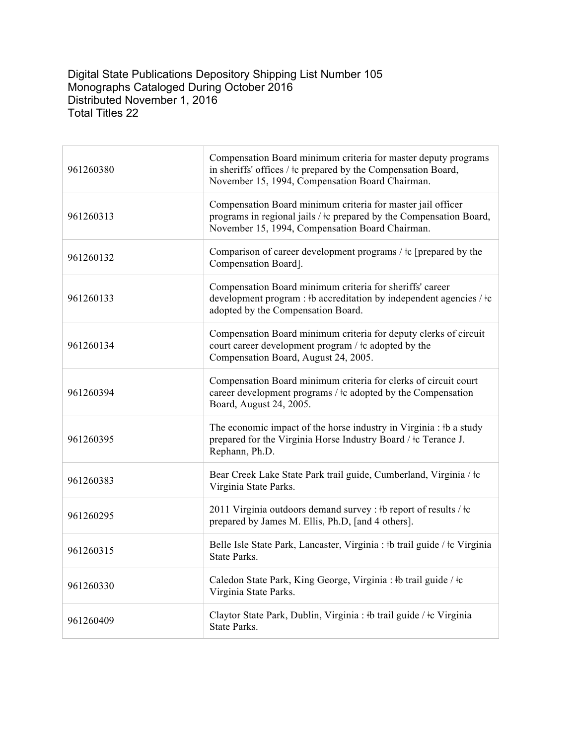Digital State Publications Depository Shipping List Number 105
Monographs Cataloged During October 2016
Distributed November 1, 2016
Total Titles 22

| | |
|---|---|
| 961260380 | Compensation Board minimum criteria for master deputy programs in sheriffs' offices / ǂc prepared by the Compensation Board, November 15, 1994, Compensation Board Chairman. |
| 961260313 | Compensation Board minimum criteria for master jail officer programs in regional jails / ǂc prepared by the Compensation Board, November 15, 1994, Compensation Board Chairman. |
| 961260132 | Comparison of career development programs / ǂc [prepared by the Compensation Board]. |
| 961260133 | Compensation Board minimum criteria for sheriffs' career development program : ǂb accreditation by independent agencies / ǂc adopted by the Compensation Board. |
| 961260134 | Compensation Board minimum criteria for deputy clerks of circuit court career development program / ǂc adopted by the Compensation Board, August 24, 2005. |
| 961260394 | Compensation Board minimum criteria for clerks of circuit court career development programs / ǂc adopted by the Compensation Board, August 24, 2005. |
| 961260395 | The economic impact of the horse industry in Virginia : ǂb a study prepared for the Virginia Horse Industry Board / ǂc Terance J. Rephann, Ph.D. |
| 961260383 | Bear Creek Lake State Park trail guide, Cumberland, Virginia / ǂc Virginia State Parks. |
| 961260295 | 2011 Virginia outdoors demand survey : ǂb report of results / ǂc prepared by James M. Ellis, Ph.D, [and 4 others]. |
| 961260315 | Belle Isle State Park, Lancaster, Virginia : ǂb trail guide / ǂc Virginia State Parks. |
| 961260330 | Caledon State Park, King George, Virginia : ǂb trail guide / ǂc Virginia State Parks. |
| 961260409 | Claytor State Park, Dublin, Virginia : ǂb trail guide / ǂc Virginia State Parks. |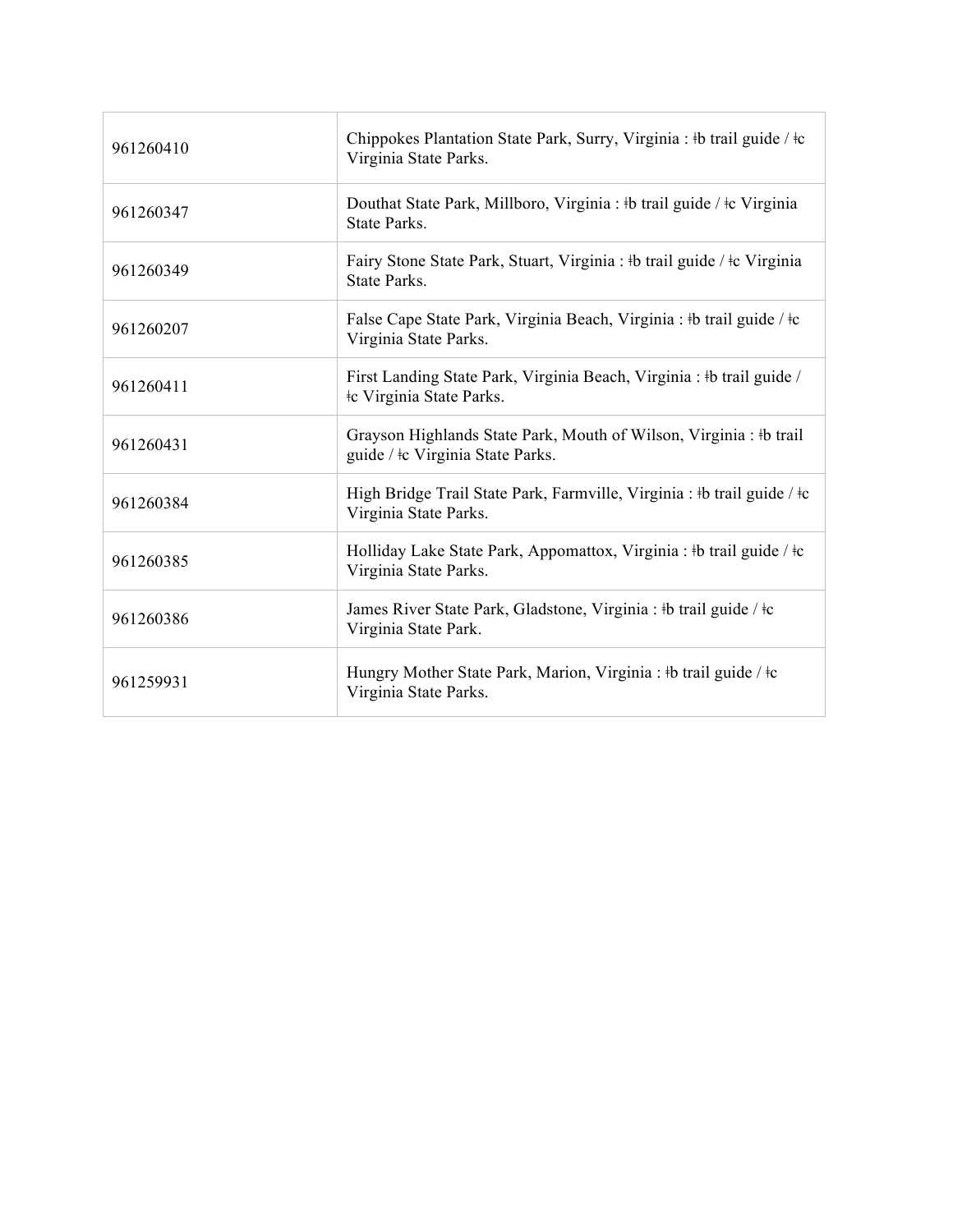| | |
|---|---|
| 961260410 | Chippokes Plantation State Park, Surry, Virginia : ǂb trail guide / ǂc Virginia State Parks. |
| 961260347 | Douthat State Park, Millboro, Virginia : ǂb trail guide / ǂc Virginia State Parks. |
| 961260349 | Fairy Stone State Park, Stuart, Virginia : ǂb trail guide / ǂc Virginia State Parks. |
| 961260207 | False Cape State Park, Virginia Beach, Virginia : ǂb trail guide / ǂc Virginia State Parks. |
| 961260411 | First Landing State Park, Virginia Beach, Virginia : ǂb trail guide / ǂc Virginia State Parks. |
| 961260431 | Grayson Highlands State Park, Mouth of Wilson, Virginia : ǂb trail guide / ǂc Virginia State Parks. |
| 961260384 | High Bridge Trail State Park, Farmville, Virginia : ǂb trail guide / ǂc Virginia State Parks. |
| 961260385 | Holliday Lake State Park, Appomattox, Virginia : ǂb trail guide / ǂc Virginia State Parks. |
| 961260386 | James River State Park, Gladstone, Virginia : ǂb trail guide / ǂc Virginia State Park. |
| 961259931 | Hungry Mother State Park, Marion, Virginia : ǂb trail guide / ǂc Virginia State Parks. |